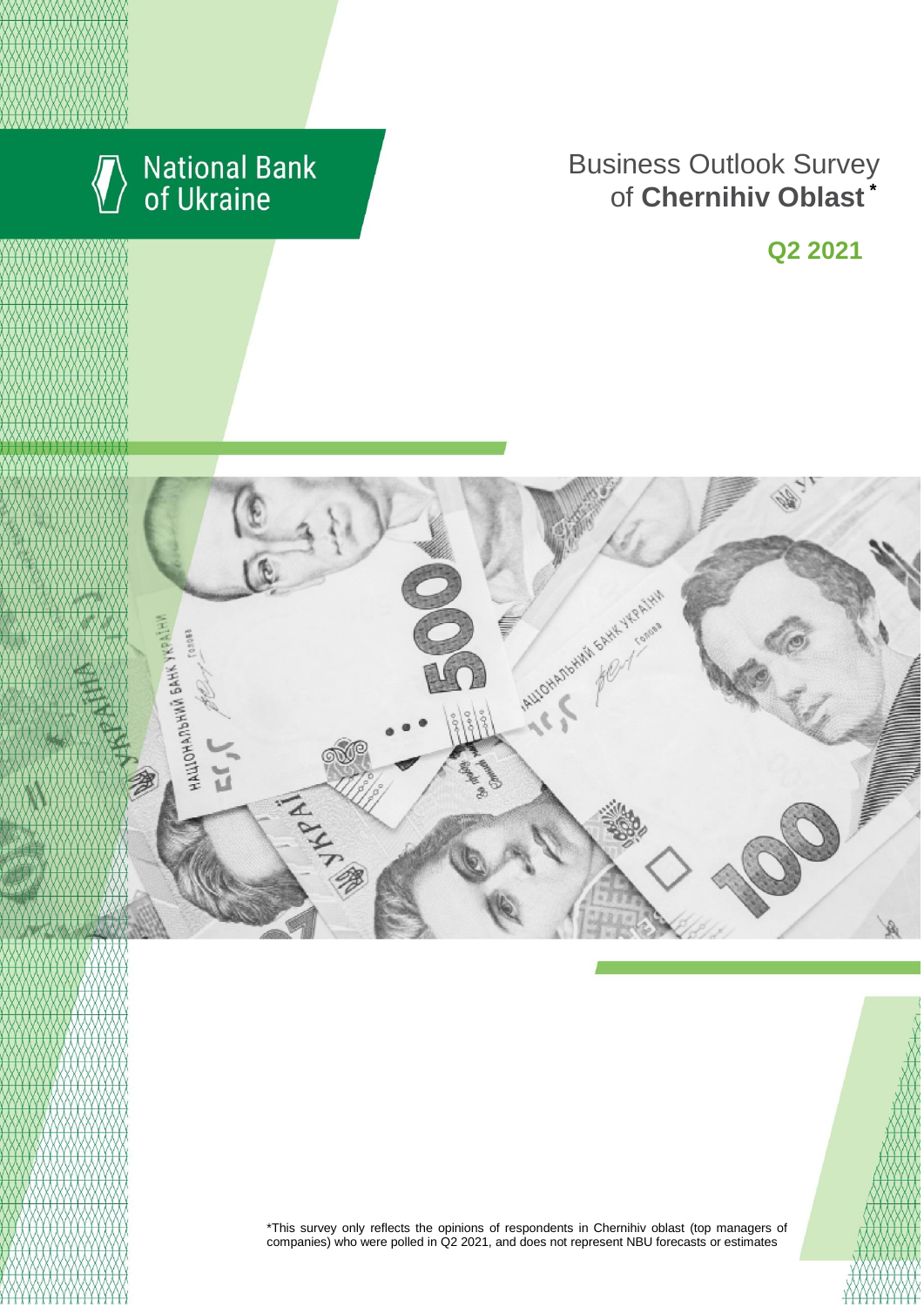National Bank of Ukraine

# Business Outlook Survey of **Chernihiv Oblast** *

## Q2 2021

*This survey only reflects the opinions of respondents in Chernihiv oblast (top managers of companies) who were polled in Q2 2021, and does not represent NBU forecasts or estimates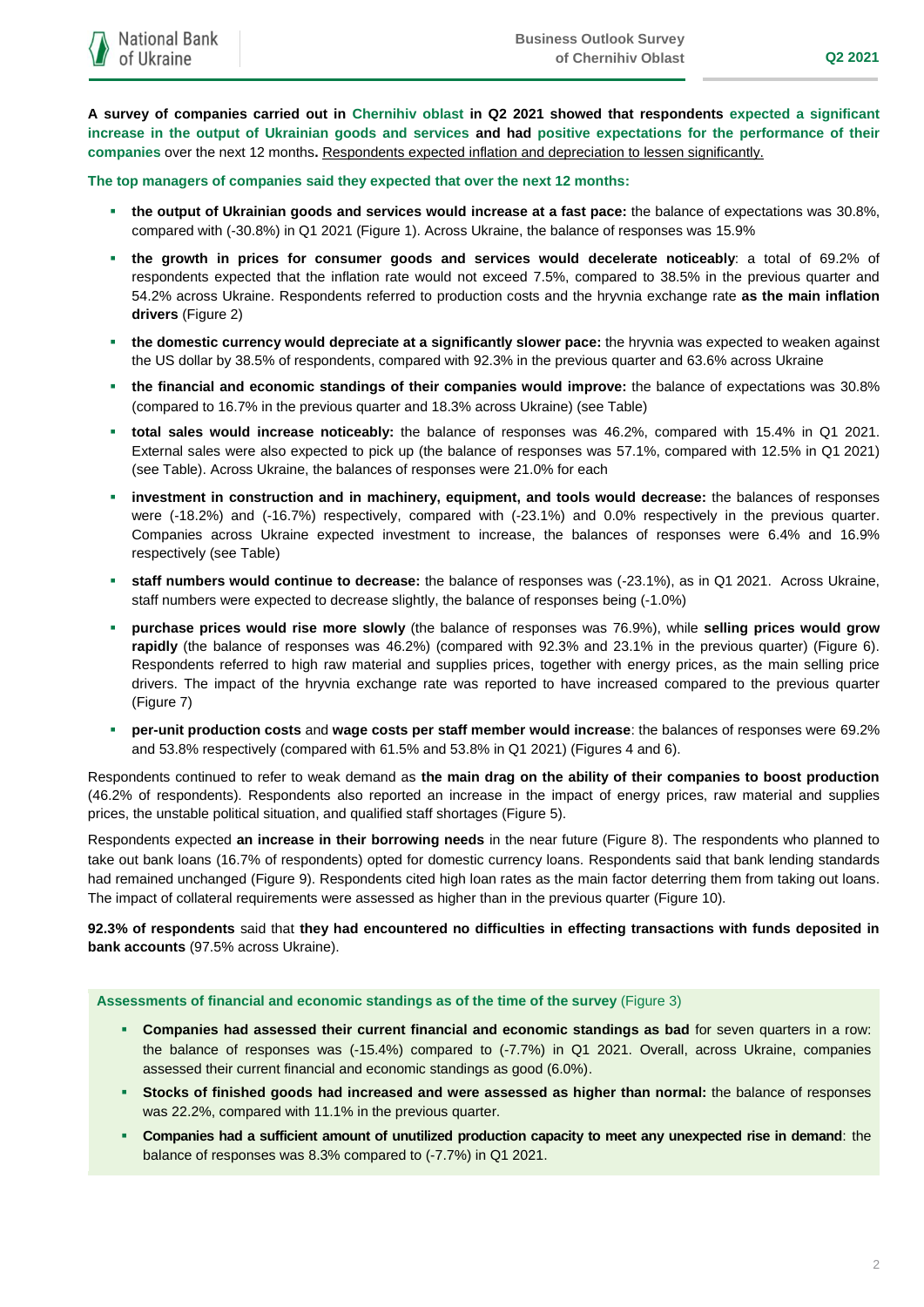**A survey of companies carried out in Chernihiv oblast in Q2 2021 showed that respondents expected a significant increase in the output of Ukrainian goods and services and had positive expectations for the performance of their companies** over the next 12 months**.** Respondents expected inflation and depreciation to lessen significantly.

**The top managers of companies said they expected that over the next 12 months:**

- **the output of Ukrainian goods and services would increase at a fast pace:** the balance of expectations was 30.8%, compared with (-30.8%) in Q1 2021 (Figure 1). Across Ukraine, the balance of responses was 15.9%
- **the growth in prices for consumer goods and services would decelerate noticeably**: a total of 69.2% of respondents expected that the inflation rate would not exceed 7.5%, compared to 38.5% in the previous quarter and 54.2% across Ukraine. Respondents referred to production costs and the hryvnia exchange rate **as the main inflation drivers** (Figure 2)
- **the domestic currency would depreciate at a significantly slower pace:** the hryvnia was expected to weaken against the US dollar by 38.5% of respondents, compared with 92.3% in the previous quarter and 63.6% across Ukraine
- **the financial and economic standings of their companies would improve:** the balance of expectations was 30.8% (compared to 16.7% in the previous quarter and 18.3% across Ukraine) (see Table)
- **total sales would increase noticeably:** the balance of responses was 46.2%, compared with 15.4% in Q1 2021. External sales were also expected to pick up (the balance of responses was 57.1%, compared with 12.5% in Q1 2021) (see Table). Across Ukraine, the balances of responses were 21.0% for each
- **investment in construction and in machinery, equipment, and tools would decrease:** the balances of responses were (-18.2%) and (-16.7%) respectively, compared with (-23.1%) and 0.0% respectively in the previous quarter. Companies across Ukraine expected investment to increase, the balances of responses were 6.4% and 16.9% respectively (see Table)
- **staff numbers would continue to decrease:** the balance of responses was (-23.1%), as in Q1 2021. Across Ukraine, staff numbers were expected to decrease slightly, the balance of responses being (-1.0%)
- **purchase prices would rise more slowly** (the balance of responses was 76.9%), while **selling prices would grow rapidly** (the balance of responses was 46.2%) (compared with 92.3% and 23.1% in the previous quarter) (Figure 6). Respondents referred to high raw material and supplies prices, together with energy prices, as the main selling price drivers. The impact of the hryvnia exchange rate was reported to have increased compared to the previous quarter (Figure 7)
- **per-unit production costs** and **wage costs per staff member would increase**: the balances of responses were 69.2% and 53.8% respectively (compared with 61.5% and 53.8% in Q1 2021) (Figures 4 and 6).

Respondents continued to refer to weak demand as **the main drag on the ability of their companies to boost production** (46.2% of respondents). Respondents also reported an increase in the impact of energy prices, raw material and supplies prices, the unstable political situation, and qualified staff shortages (Figure 5).

Respondents expected **an increase in their borrowing needs** in the near future (Figure 8). The respondents who planned to take out bank loans (16.7% of respondents) opted for domestic currency loans. Respondents said that bank lending standards had remained unchanged (Figure 9). Respondents cited high loan rates as the main factor deterring them from taking out loans. The impact of collateral requirements were assessed as higher than in the previous quarter (Figure 10).

**92.3% of respondents** said that **they had encountered no difficulties in effecting transactions with funds deposited in bank accounts** (97.5% across Ukraine).

**Assessments of financial and economic standings as of the time of the survey** (Figure 3)

- **Companies had assessed their current financial and economic standings as bad** for seven quarters in a row: the balance of responses was (-15.4%) compared to (-7.7%) in Q1 2021. Overall, across Ukraine, companies assessed their current financial and economic standings as good (6.0%).
- **Stocks of finished goods had increased and were assessed as higher than normal:** the balance of responses was 22.2%, compared with 11.1% in the previous quarter.
- **Companies had a sufficient amount of unutilized production capacity to meet any unexpected rise in demand**: the balance of responses was 8.3% compared to (-7.7%) in Q1 2021.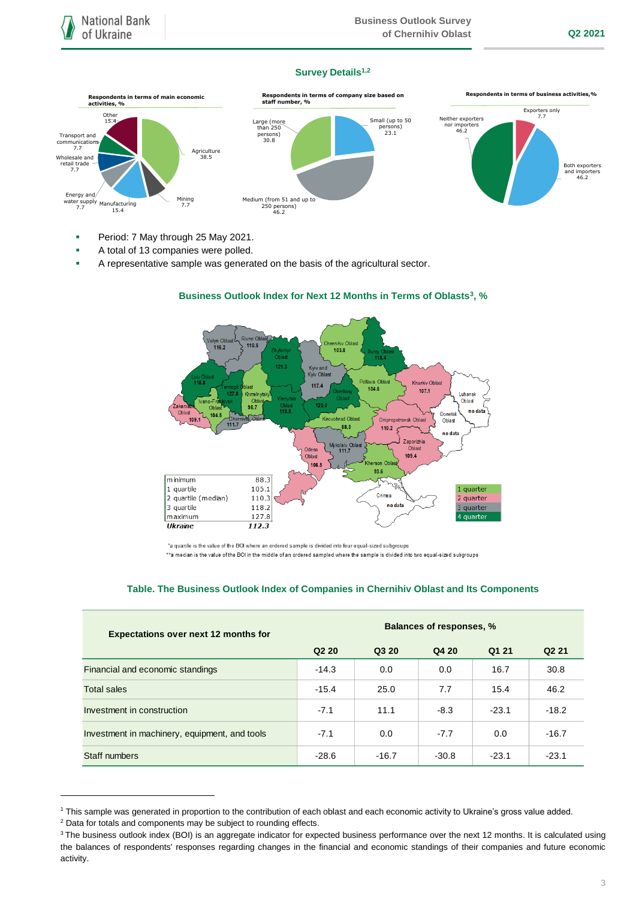## Survey Details[1,2]

**Respondents in terms of main economic activities, %**

- Agriculture 38.5
- Mining 7.7
- Manufacturing 15.4
- Energy and water supply 7.7
- Wholesale and retail trade 7.7
- Transport and communications 7.7
- Other 15.4

**Respondents in terms of company size based on staff number, %**

- Small (up to 50 persons) 23.1
- Medium (from 51 and up to 250 persons) 46.2
- Large (more than 250 persons) 30.8

**Respondents in terms of business activities, %**

- Exporters only 7.7
- Both exporters and importers 46.2
- Neither exporters nor importers 46.2

- Period: 7 May through 25 May 2021.
- A total of 13 companies were polled.
- A representative sample was generated on the basis of the agricultural sector.

### Business Outlook Index for Next 12 Months in Terms of Oblasts[3], %

| Oblast | Value |
|---|---|
| Volyn Oblast | 116.2 |
| Rivne Oblast | 110.5 |
| Zhytomyr Oblast | 121.3 |
| Kyiv and Kyiv Oblast | 117.4 |
| Chernihiv Oblast | 103.8 |
| Sumy Oblast | 118.4 |
| Kharkiv Oblast | 107.1 |
| Luhansk Oblast | no data |
| Donetsk Oblast | no data |
| Lviv Oblast | 118.8 |
| Ternopil Oblast | 127.8 |
| Khmelnytskyi Oblast | 98.7 |
| Vinnytsia Oblast | 118.5 |
| Cherkasy Oblast | 123.0 |
| Poltava Oblast | 104.6 |
| Zakarpattia Oblast | 109.1 |
| Ivano-Frankivsk Oblast | 104.5 |
| Chernivtsi Oblast | 111.7 |
| Kirovohrad Oblast | 88.3 |
| Dnipropetrovsk Oblast | 110.2 |
| Odesa Oblast | 106.5 |
| Mykolaiv Oblast | 111.7 |
| Zaporizhia Oblast | 109.4 |
| Kherson Oblast | 93.6 |
| Crimea | no data |

| | |
|---|---|
| minimum | 88.3 |
| 1 quartile | 105.1 |
| 2 quartile (median) | 110.3 |
| 3 quartile | 118.2 |
| maximum | 127.8 |
| *Ukraine* | *112.3* |

Legend: 1 quarter; 2 quarter; 3 quarter; 4 quarter

*a quartile is the value of the BOI where an ordered sample is divided into four equal-sized subgroups

**a median is the value of the BOI in the middle of an ordered sampled where the sample is divided into two equal-sized subgroups

### Table. The Business Outlook Index of Companies in Chernihiv Oblast and Its Components

| Expectations over next 12 months for | Balances of responses, % | | | | |
|---|---|---|---|---|---|
| | Q2 20 | Q3 20 | Q4 20 | Q1 21 | Q2 21 |
| Financial and economic standings | -14.3 | 0.0 | 0.0 | 16.7 | 30.8 |
| Total sales | -15.4 | 25.0 | 7.7 | 15.4 | 46.2 |
| Investment in construction | -7.1 | 11.1 | -8.3 | -23.1 | -18.2 |
| Investment in machinery, equipment, and tools | -7.1 | 0.0 | -7.7 | 0.0 | -16.7 |
| Staff numbers | -28.6 | -16.7 | -30.8 | -23.1 | -23.1 |

---

[1] This sample was generated in proportion to the contribution of each oblast and each economic activity to Ukraine's gross value added.

[2] Data for totals and components may be subject to rounding effects.

[3] The business outlook index (BOI) is an aggregate indicator for expected business performance over the next 12 months. It is calculated using the balances of respondents' responses regarding changes in the financial and economic standings of their companies and future economic activity.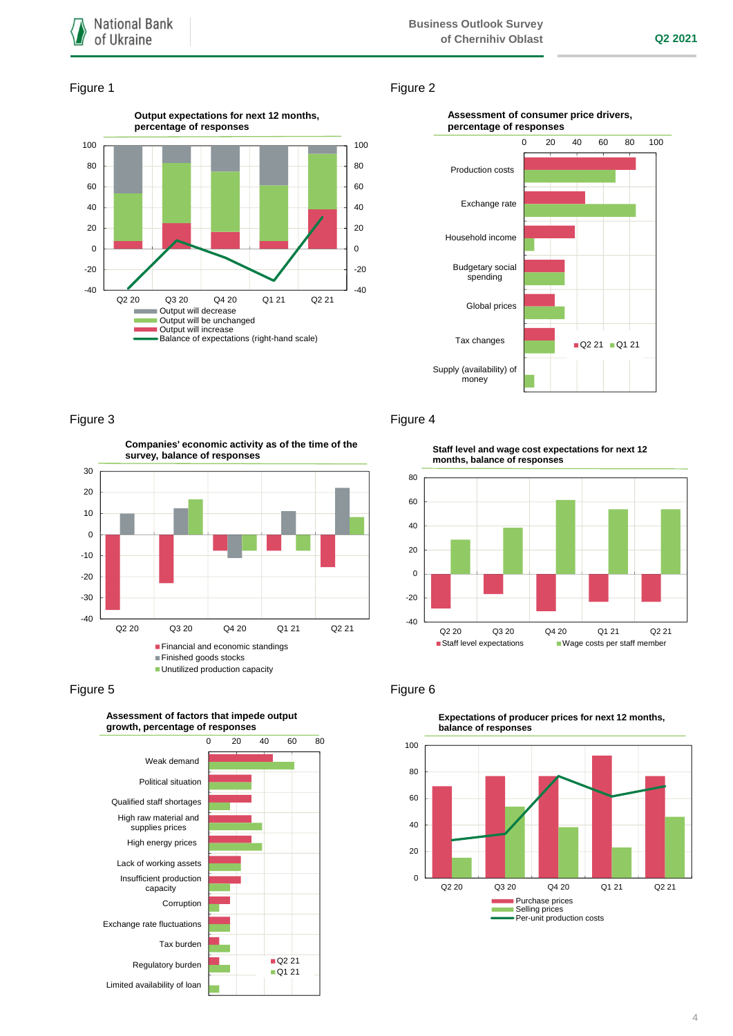Figure 1

**Output expectations for next 12 months, percentage of responses**

Q2 20, Q3 20, Q4 20, Q1 21, Q2 21

- Output will decrease
- Output will be unchanged
- Output will increase
- Balance of expectations (right-hand scale)

Figure 2

**Assessment of consumer price drivers, percentage of responses**

Production costs, Exchange rate, Household income, Budgetary social spending, Global prices, Tax changes, Supply (availability) of money

Q2 21, Q1 21

Figure 3

**Companies' economic activity as of the time of the survey, balance of responses**

Q2 20, Q3 20, Q4 20, Q1 21, Q2 21

- Financial and economic standings
- Finished goods stocks
- Unutilized production capacity

Figure 4

**Staff level and wage cost expectations for next 12 months, balance of responses**

Q2 20, Q3 20, Q4 20, Q1 21, Q2 21

- Staff level expectations
- Wage costs per staff member

Figure 5

**Assessment of factors that impede output growth, percentage of responses**

Weak demand, Political situation, Qualified staff shortages, High raw material and supplies prices, High energy prices, Lack of working assets, Insufficient production capacity, Corruption, Exchange rate fluctuations, Tax burden, Regulatory burden, Limited availability of loan

Q2 21, Q1 21

Figure 6

**Expectations of producer prices for next 12 months, balance of responses**

Q2 20, Q3 20, Q4 20, Q1 21, Q2 21

- Purchase prices
- Selling prices
- Per-unit production costs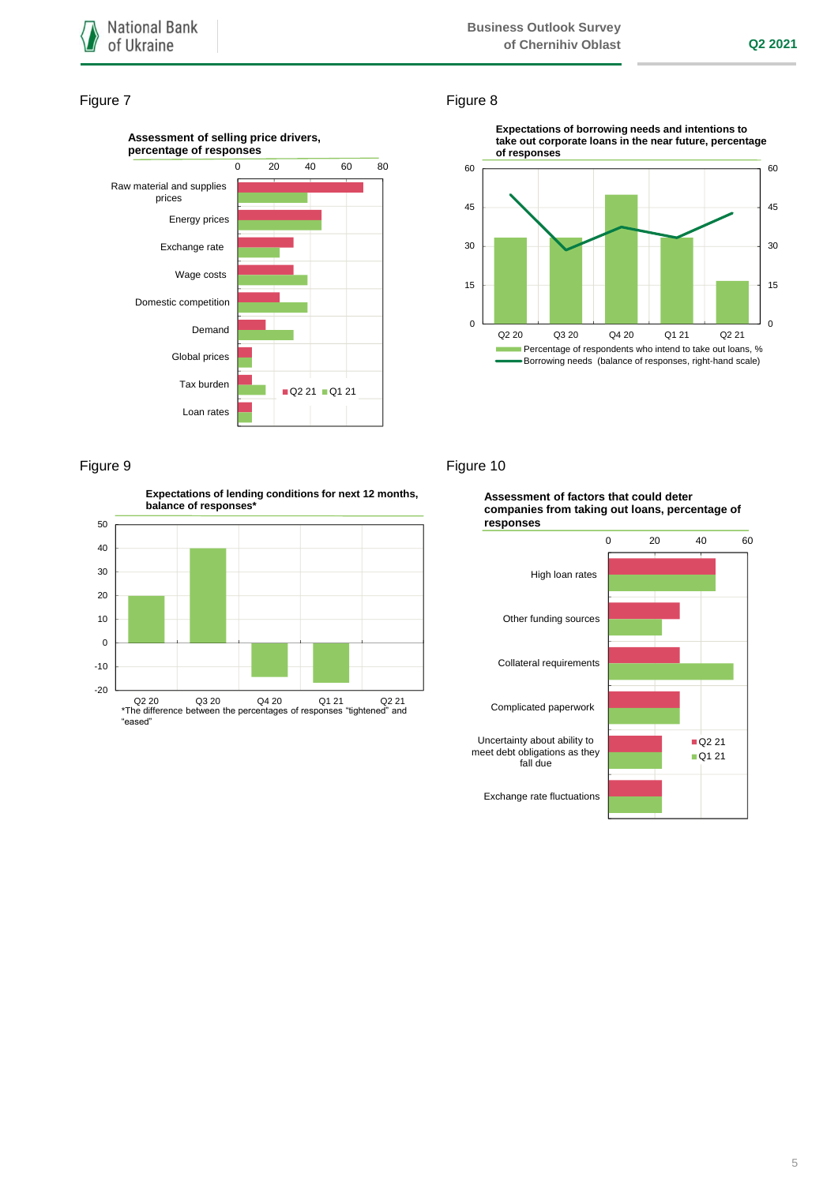## Figure 7

**Assessment of selling price drivers, percentage of responses**

0 20 40 60 80

Raw material and supplies prices

Energy prices

Exchange rate

Wage costs

Domestic competition

Demand

Global prices

Tax burden

Loan rates

Q2 21 Q1 21

## Figure 8

**Expectations of borrowing needs and intentions to take out corporate loans in the near future, percentage of responses**

60 45 30 15 0

Q2 20 Q3 20 Q4 20 Q1 21 Q2 21

Percentage of respondents who intend to take out loans, %

Borrowing needs (balance of responses, right-hand scale)

## Figure 9

**Expectations of lending conditions for next 12 months, balance of responses***

50 40 30 20 10 0 -10 -20

Q2 20 Q3 20 Q4 20 Q1 21 Q2 21

*The difference between the percentages of responses "tightened" and "eased"

## Figure 10

**Assessment of factors that could deter companies from taking out loans, percentage of responses**

0 20 40 60

High loan rates

Other funding sources

Collateral requirements

Complicated paperwork

Uncertainty about ability to meet debt obligations as they fall due

Exchange rate fluctuations

Q2 21 Q1 21